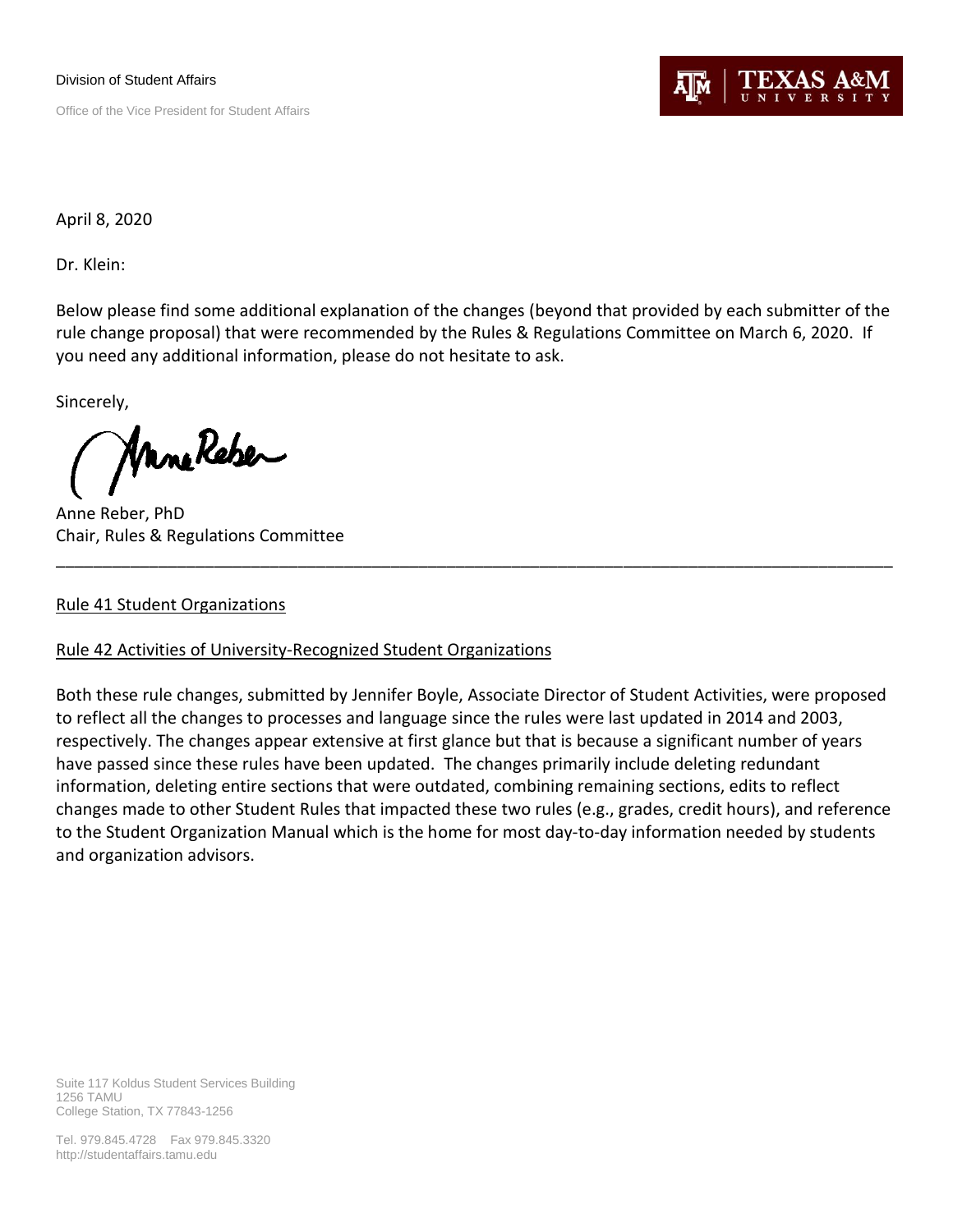Division of Student Affairs

Office of the Vice President for Student Affairs

TEXAS A&M UNIVERSITY

April 8, 2020

Dr. Klein:

Below please find some additional explanation of the changes (beyond that provided by each submitter of the rule change proposal) that were recommended by the Rules & Regulations Committee on March 6, 2020. If you need any additional information, please do not hesitate to ask.

Sincerely,

Anne Reber, PhD
Chair, Rules & Regulations Committee

---

Rule 41 Student Organizations

Rule 42 Activities of University-Recognized Student Organizations

Both these rule changes, submitted by Jennifer Boyle, Associate Director of Student Activities, were proposed to reflect all the changes to processes and language since the rules were last updated in 2014 and 2003, respectively. The changes appear extensive at first glance but that is because a significant number of years have passed since these rules have been updated. The changes primarily include deleting redundant information, deleting entire sections that were outdated, combining remaining sections, edits to reflect changes made to other Student Rules that impacted these two rules (e.g., grades, credit hours), and reference to the Student Organization Manual which is the home for most day-to-day information needed by students and organization advisors.

Suite 117 Koldus Student Services Building
1256 TAMU
College Station, TX 77843-1256

Tel. 979.845.4728 Fax 979.845.3320
http://studentaffairs.tamu.edu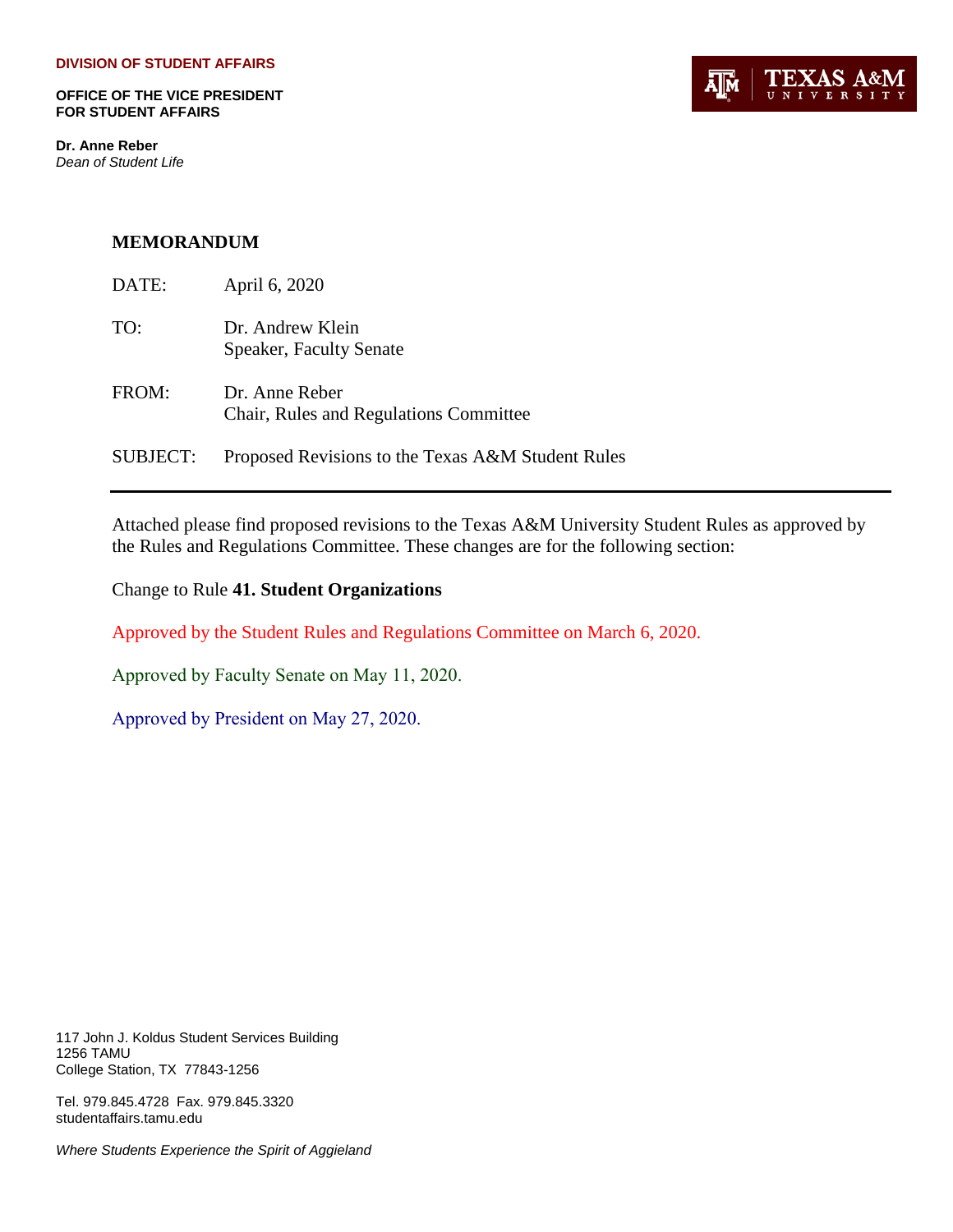**DIVISION OF STUDENT AFFAIRS**

**OFFICE OF THE VICE PRESIDENT FOR STUDENT AFFAIRS**

**Dr. Anne Reber**
*Dean of Student Life*

## MEMORANDUM

DATE: April 6, 2020

TO: Dr. Andrew Klein
Speaker, Faculty Senate

FROM: Dr. Anne Reber
Chair, Rules and Regulations Committee

SUBJECT: Proposed Revisions to the Texas A&M Student Rules

---

Attached please find proposed revisions to the Texas A&M University Student Rules as approved by the Rules and Regulations Committee. These changes are for the following section:

Change to Rule **41. Student Organizations**

Approved by the Student Rules and Regulations Committee on March 6, 2020.

Approved by Faculty Senate on May 11, 2020.

Approved by President on May 27, 2020.

117 John J. Koldus Student Services Building
1256 TAMU
College Station, TX 77843-1256

Tel. 979.845.4728 Fax. 979.845.3320
studentaffairs.tamu.edu

*Where Students Experience the Spirit of Aggieland*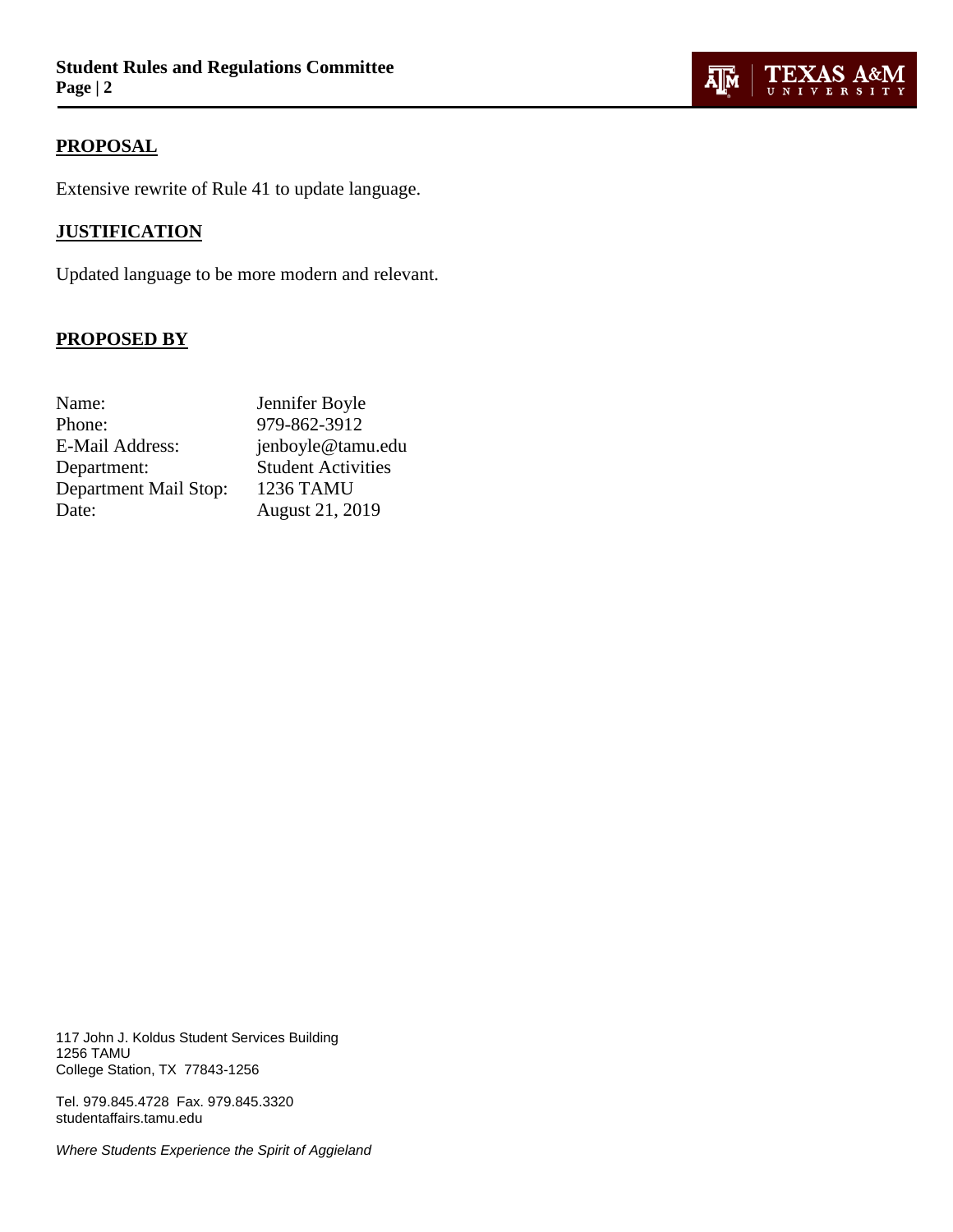## PROPOSAL

Extensive rewrite of Rule 41 to update language.

## JUSTIFICATION

Updated language to be more modern and relevant.

## PROPOSED BY

| | |
|---|---|
| Name: | Jennifer Boyle |
| Phone: | 979-862-3912 |
| E-Mail Address: | jenboyle@tamu.edu |
| Department: | Student Activities |
| Department Mail Stop: | 1236 TAMU |
| Date: | August 21, 2019 |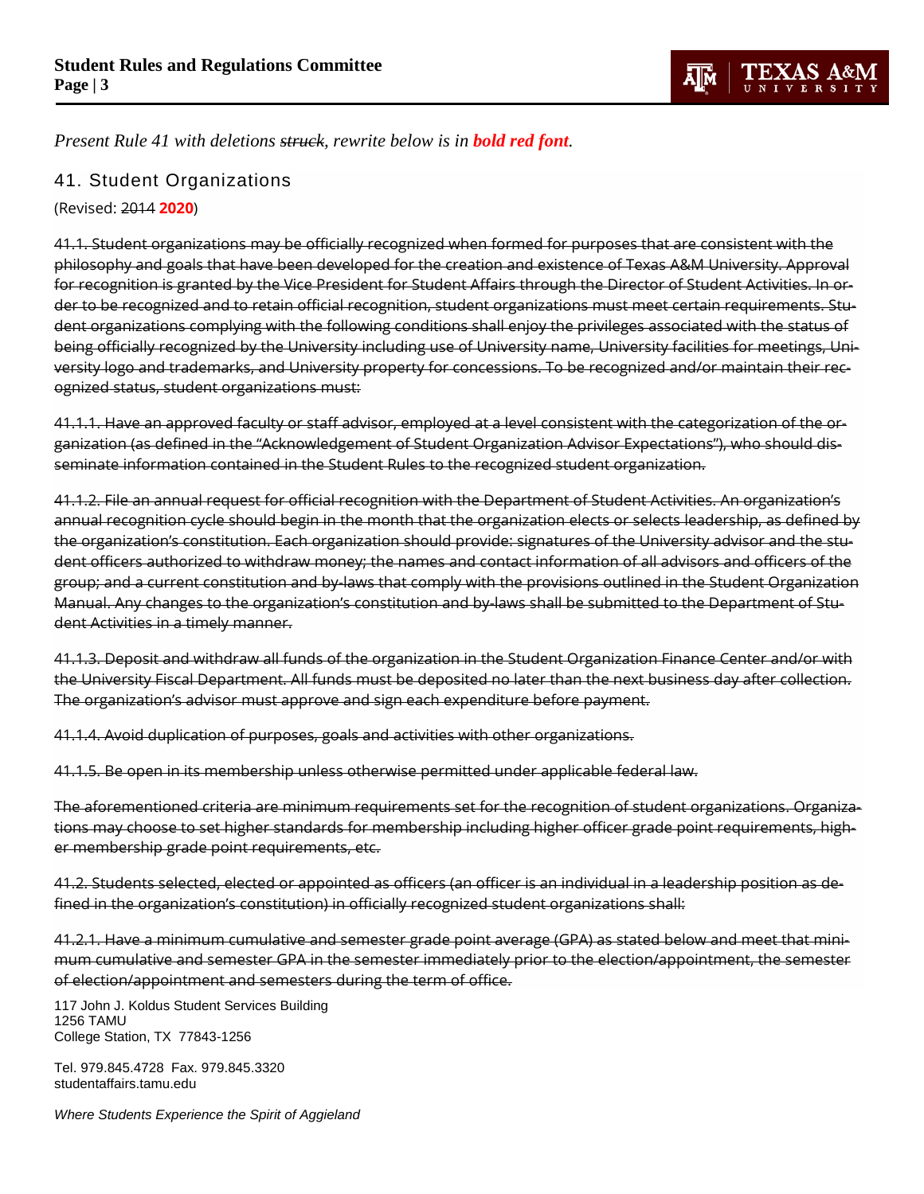*Present Rule 41 with deletions ~~struck~~, rewrite below is in **bold red font**.*

## 41. Student Organizations

(Revised: ~~2014~~ **2020**)

~~41.1. Student organizations may be officially recognized when formed for purposes that are consistent with the philosophy and goals that have been developed for the creation and existence of Texas A&M University. Approval for recognition is granted by the Vice President for Student Affairs through the Director of Student Activities. In order to be recognized and to retain official recognition, student organizations must meet certain requirements. Student organizations complying with the following conditions shall enjoy the privileges associated with the status of being officially recognized by the University including use of University name, University facilities for meetings, University logo and trademarks, and University property for concessions. To be recognized and/or maintain their recognized status, student organizations must:~~

~~41.1.1. Have an approved faculty or staff advisor, employed at a level consistent with the categorization of the organization (as defined in the "Acknowledgement of Student Organization Advisor Expectations"), who should disseminate information contained in the Student Rules to the recognized student organization.~~

~~41.1.2. File an annual request for official recognition with the Department of Student Activities. An organization's annual recognition cycle should begin in the month that the organization elects or selects leadership, as defined by the organization's constitution. Each organization should provide: signatures of the University advisor and the student officers authorized to withdraw money; the names and contact information of all advisors and officers of the group; and a current constitution and by-laws that comply with the provisions outlined in the Student Organization Manual. Any changes to the organization's constitution and by-laws shall be submitted to the Department of Student Activities in a timely manner.~~

~~41.1.3. Deposit and withdraw all funds of the organization in the Student Organization Finance Center and/or with the University Fiscal Department. All funds must be deposited no later than the next business day after collection. The organization's advisor must approve and sign each expenditure before payment.~~

~~41.1.4. Avoid duplication of purposes, goals and activities with other organizations.~~

~~41.1.5. Be open in its membership unless otherwise permitted under applicable federal law.~~

~~The aforementioned criteria are minimum requirements set for the recognition of student organizations. Organizations may choose to set higher standards for membership including higher officer grade point requirements, higher membership grade point requirements, etc.~~

~~41.2. Students selected, elected or appointed as officers (an officer is an individual in a leadership position as defined in the organization's constitution) in officially recognized student organizations shall:~~

~~41.2.1. Have a minimum cumulative and semester grade point average (GPA) as stated below and meet that minimum cumulative and semester GPA in the semester immediately prior to the election/appointment, the semester of election/appointment and semesters during the term of office.~~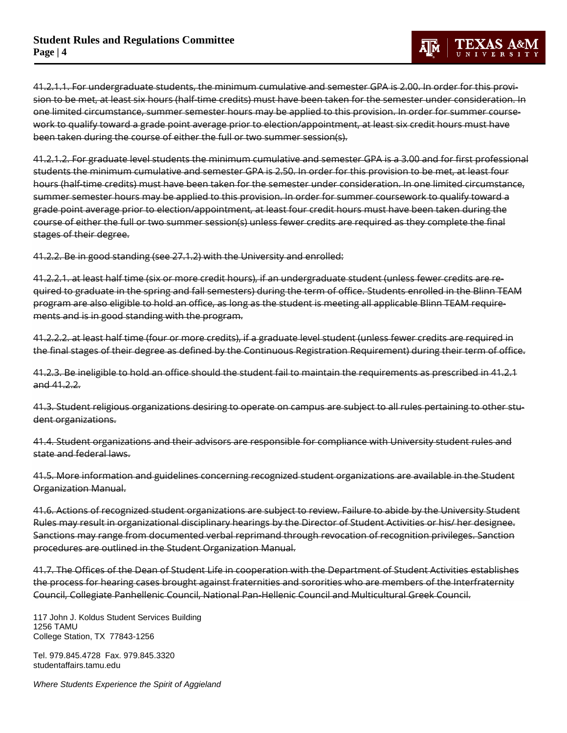~~41.2.1.1. For undergraduate students, the minimum cumulative and semester GPA is 2.00. In order for this provision to be met, at least six hours (half-time credits) must have been taken for the semester under consideration. In one limited circumstance, summer semester hours may be applied to this provision. In order for summer coursework to qualify toward a grade point average prior to election/appointment, at least six credit hours must have been taken during the course of either the full or two summer session(s).~~

~~41.2.1.2. For graduate level students the minimum cumulative and semester GPA is a 3.00 and for first professional students the minimum cumulative and semester GPA is 2.50. In order for this provision to be met, at least four hours (half-time credits) must have been taken for the semester under consideration. In one limited circumstance, summer semester hours may be applied to this provision. In order for summer coursework to qualify toward a grade point average prior to election/appointment, at least four credit hours must have been taken during the course of either the full or two summer session(s) unless fewer credits are required as they complete the final stages of their degree.~~

~~41.2.2. Be in good standing (see 27.1.2) with the University and enrolled:~~

~~41.2.2.1. at least half time (six or more credit hours), if an undergraduate student (unless fewer credits are required to graduate in the spring and fall semesters) during the term of office. Students enrolled in the Blinn TEAM program are also eligible to hold an office, as long as the student is meeting all applicable Blinn TEAM requirements and is in good standing with the program.~~

~~41.2.2.2. at least half time (four or more credits), if a graduate level student (unless fewer credits are required in the final stages of their degree as defined by the Continuous Registration Requirement) during their term of office.~~

~~41.2.3. Be ineligible to hold an office should the student fail to maintain the requirements as prescribed in 41.2.1 and 41.2.2.~~

~~41.3. Student religious organizations desiring to operate on campus are subject to all rules pertaining to other student organizations.~~

~~41.4. Student organizations and their advisors are responsible for compliance with University student rules and state and federal laws.~~

~~41.5. More information and guidelines concerning recognized student organizations are available in the Student Organization Manual.~~

~~41.6. Actions of recognized student organizations are subject to review. Failure to abide by the University Student Rules may result in organizational disciplinary hearings by the Director of Student Activities or his/ her designee. Sanctions may range from documented verbal reprimand through revocation of recognition privileges. Sanction procedures are outlined in the Student Organization Manual.~~

~~41.7. The Offices of the Dean of Student Life in cooperation with the Department of Student Activities establishes the process for hearing cases brought against fraternities and sororities who are members of the Interfraternity Council, Collegiate Panhellenic Council, National Pan-Hellenic Council and Multicultural Greek Council.~~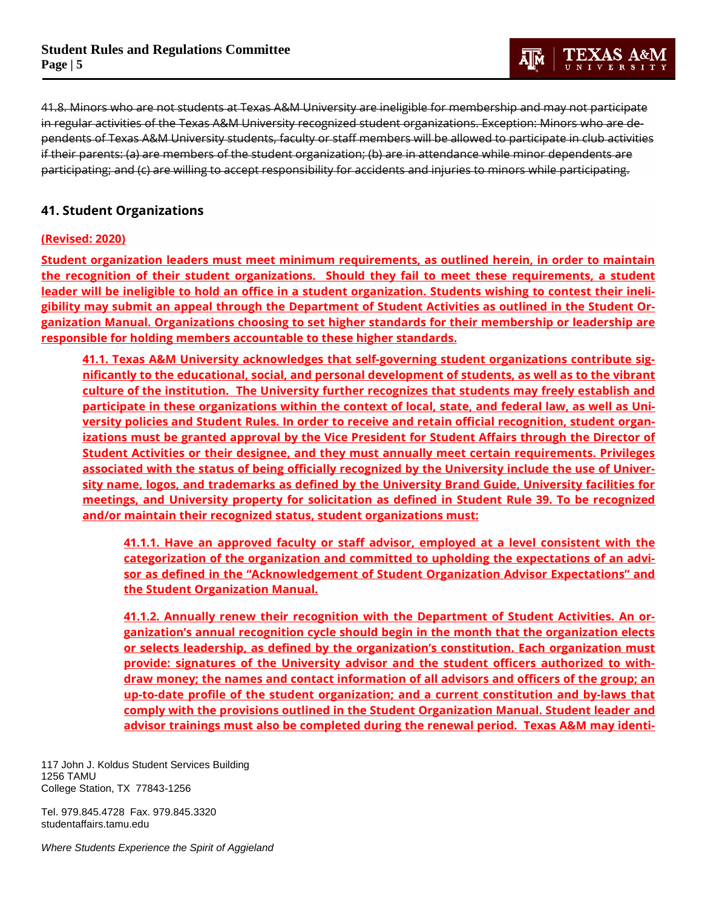~~41.8. Minors who are not students at Texas A&M University are ineligible for membership and may not participate in regular activities of the Texas A&M University recognized student organizations. Exception: Minors who are dependents of Texas A&M University students, faculty or staff members will be allowed to participate in club activities if their parents: (a) are members of the student organization; (b) are in attendance while minor dependents are participating; and (c) are willing to accept responsibility for accidents and injuries to minors while participating.~~

## 41. Student Organizations

**(Revised: 2020)**

**Student organization leaders must meet minimum requirements, as outlined herein, in order to maintain the recognition of their student organizations. Should they fail to meet these requirements, a student leader will be ineligible to hold an office in a student organization. Students wishing to contest their ineligibility may submit an appeal through the Department of Student Activities as outlined in the Student Organization Manual. Organizations choosing to set higher standards for their membership or leadership are responsible for holding members accountable to these higher standards.**

**41.1. Texas A&M University acknowledges that self-governing student organizations contribute significantly to the educational, social, and personal development of students, as well as to the vibrant culture of the institution. The University further recognizes that students may freely establish and participate in these organizations within the context of local, state, and federal law, as well as University policies and Student Rules. In order to receive and retain official recognition, student organizations must be granted approval by the Vice President for Student Affairs through the Director of Student Activities or their designee, and they must annually meet certain requirements. Privileges associated with the status of being officially recognized by the University include the use of University name, logos, and trademarks as defined by the University Brand Guide, University facilities for meetings, and University property for solicitation as defined in Student Rule 39. To be recognized and/or maintain their recognized status, student organizations must:**

**41.1.1. Have an approved faculty or staff advisor, employed at a level consistent with the categorization of the organization and committed to upholding the expectations of an advisor as defined in the "Acknowledgement of Student Organization Advisor Expectations" and the Student Organization Manual.**

**41.1.2. Annually renew their recognition with the Department of Student Activities. An organization's annual recognition cycle should begin in the month that the organization elects or selects leadership, as defined by the organization's constitution. Each organization must provide: signatures of the University advisor and the student officers authorized to withdraw money; the names and contact information of all advisors and officers of the group; an up-to-date profile of the student organization; and a current constitution and by-laws that comply with the provisions outlined in the Student Organization Manual. Student leader and advisor trainings must also be completed during the renewal period. Texas A&M may identi-**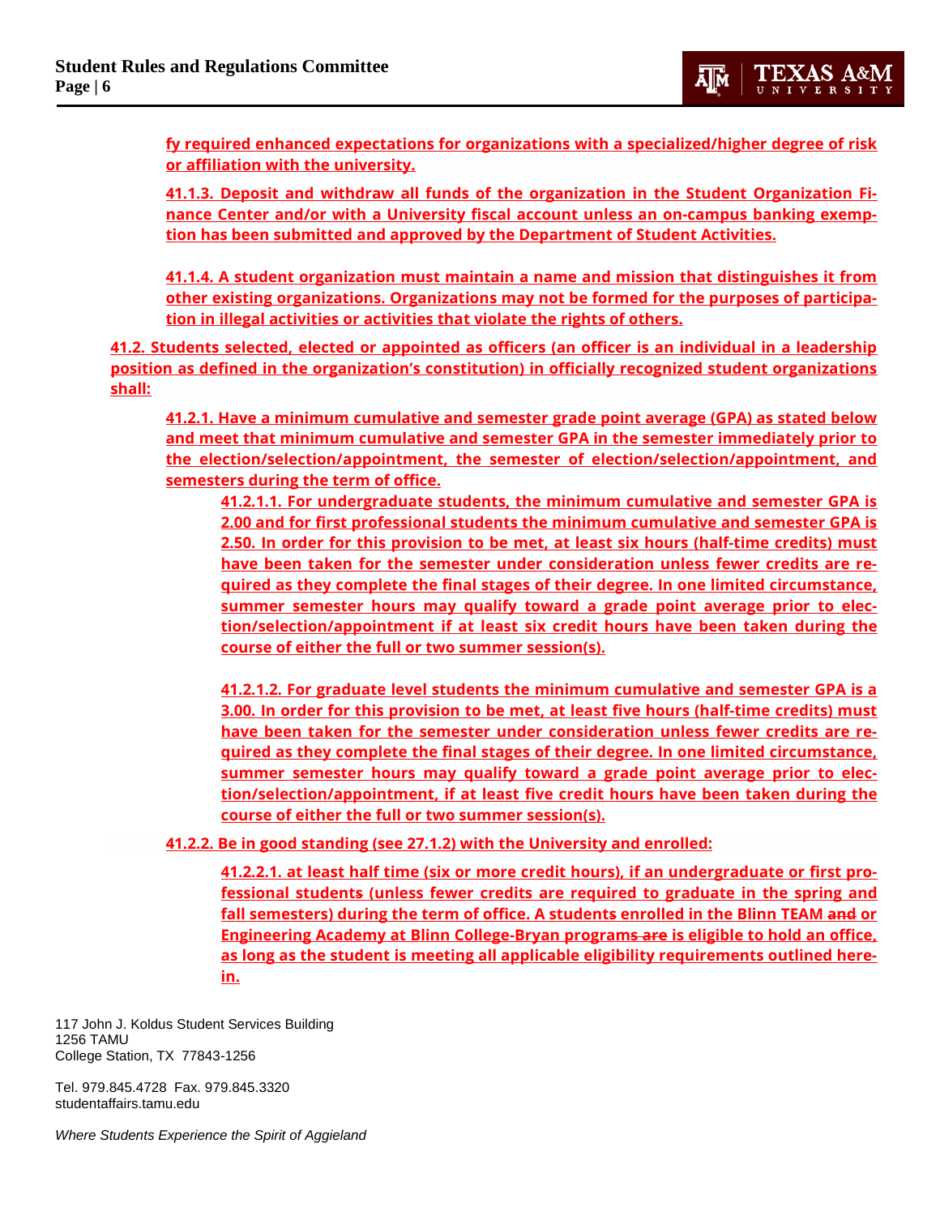fy required enhanced expectations for organizations with a specialized/higher degree of risk or affiliation with the university.

41.1.3. Deposit and withdraw all funds of the organization in the Student Organization Finance Center and/or with a University fiscal account unless an on-campus banking exemption has been submitted and approved by the Department of Student Activities.

41.1.4. A student organization must maintain a name and mission that distinguishes it from other existing organizations. Organizations may not be formed for the purposes of participation in illegal activities or activities that violate the rights of others.

41.2. Students selected, elected or appointed as officers (an officer is an individual in a leadership position as defined in the organization's constitution) in officially recognized student organizations shall:

41.2.1. Have a minimum cumulative and semester grade point average (GPA) as stated below and meet that minimum cumulative and semester GPA in the semester immediately prior to the election/selection/appointment, the semester of election/selection/appointment, and semesters during the term of office.

41.2.1.1. For undergraduate students, the minimum cumulative and semester GPA is 2.00 and for first professional students the minimum cumulative and semester GPA is 2.50. In order for this provision to be met, at least six hours (half-time credits) must have been taken for the semester under consideration unless fewer credits are required as they complete the final stages of their degree. In one limited circumstance, summer semester hours may qualify toward a grade point average prior to election/selection/appointment if at least six credit hours have been taken during the course of either the full or two summer session(s).

41.2.1.2. For graduate level students the minimum cumulative and semester GPA is a 3.00. In order for this provision to be met, at least five hours (half-time credits) must have been taken for the semester under consideration unless fewer credits are required as they complete the final stages of their degree. In one limited circumstance, summer semester hours may qualify toward a grade point average prior to election/selection/appointment, if at least five credit hours have been taken during the course of either the full or two summer session(s).

41.2.2. Be in good standing (see 27.1.2) with the University and enrolled:

41.2.2.1. at least half time (six or more credit hours), if an undergraduate or first professional student~~s~~ (unless fewer credits are required to graduate in the spring and fall semesters) during the term of office. A student~~s~~ enrolled in the Blinn TEAM ~~and~~ or Engineering Academy at Blinn College-Bryan program~~s are~~ is eligible to hold an office, as long as the student is meeting all applicable eligibility requirements outlined herein.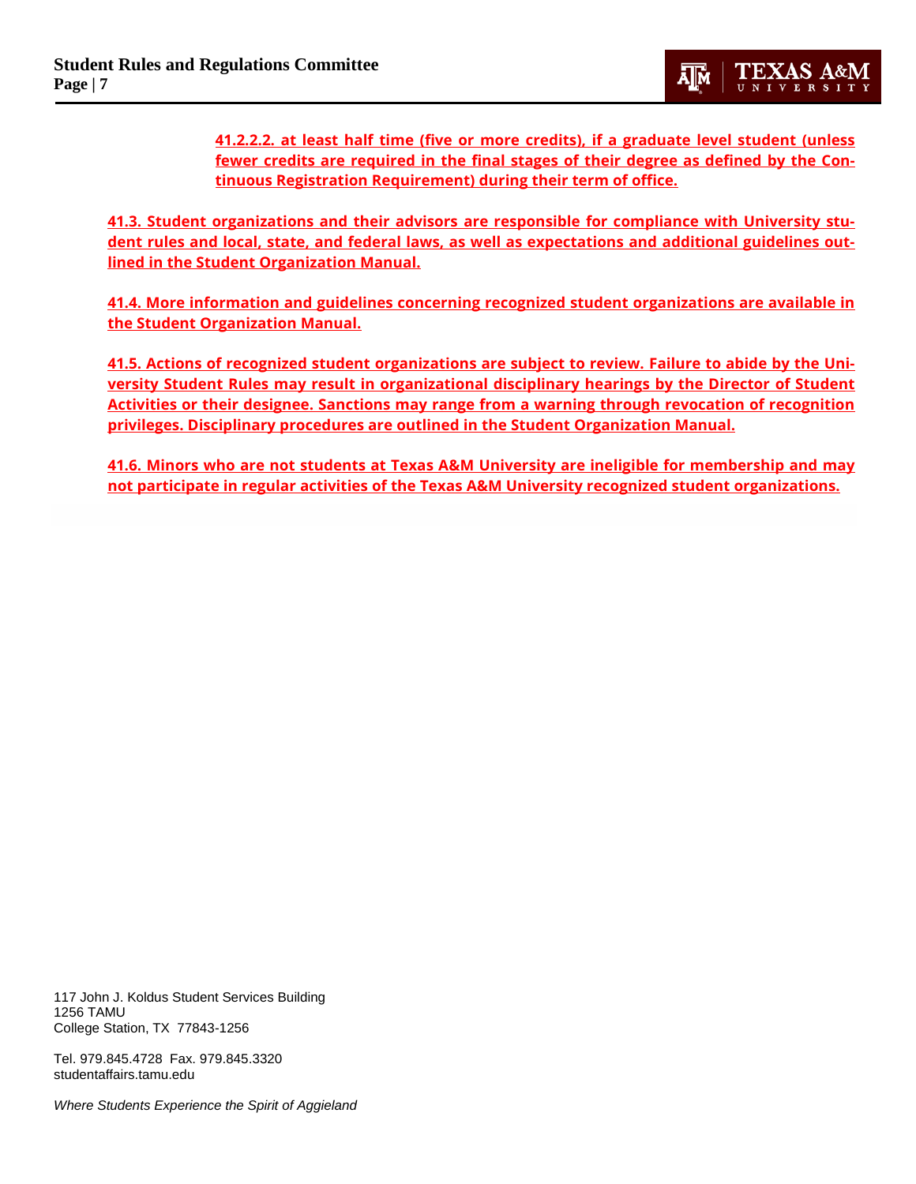**41.2.2.2. at least half time (five or more credits), if a graduate level student (unless fewer credits are required in the final stages of their degree as defined by the Continuous Registration Requirement) during their term of office.**

**41.3. Student organizations and their advisors are responsible for compliance with University student rules and local, state, and federal laws, as well as expectations and additional guidelines outlined in the Student Organization Manual.**

**41.4. More information and guidelines concerning recognized student organizations are available in the Student Organization Manual.**

**41.5. Actions of recognized student organizations are subject to review. Failure to abide by the University Student Rules may result in organizational disciplinary hearings by the Director of Student Activities or their designee. Sanctions may range from a warning through revocation of recognition privileges. Disciplinary procedures are outlined in the Student Organization Manual.**

**41.6. Minors who are not students at Texas A&M University are ineligible for membership and may not participate in regular activities of the Texas A&M University recognized student organizations.**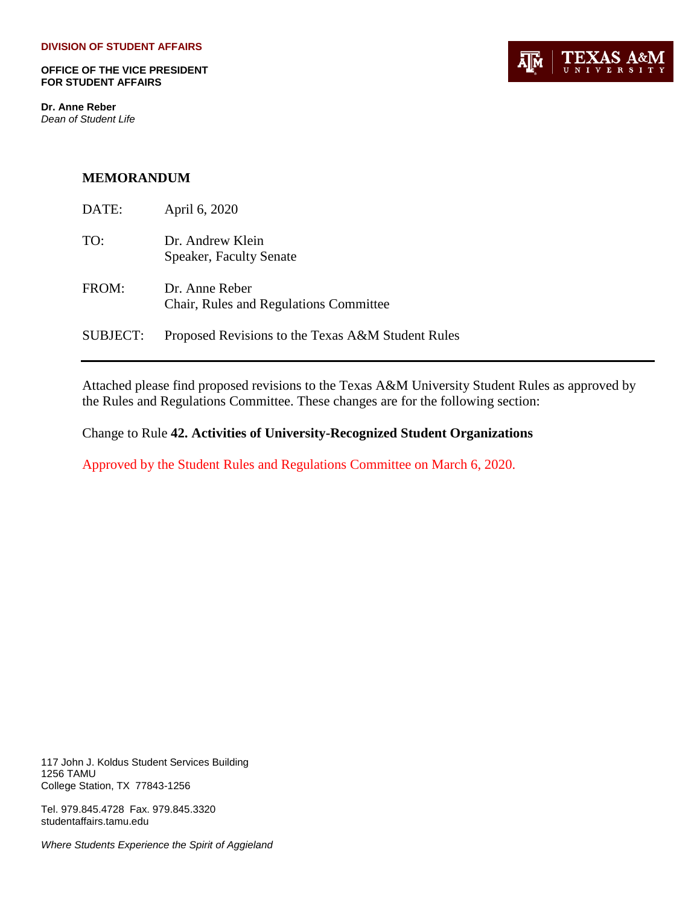**DIVISION OF STUDENT AFFAIRS**

**OFFICE OF THE VICE PRESIDENT FOR STUDENT AFFAIRS**

**Dr. Anne Reber**
*Dean of Student Life*

TEXAS A&M UNIVERSITY

## MEMORANDUM

DATE: April 6, 2020

TO: Dr. Andrew Klein
Speaker, Faculty Senate

FROM: Dr. Anne Reber
Chair, Rules and Regulations Committee

SUBJECT: Proposed Revisions to the Texas A&M Student Rules

---

Attached please find proposed revisions to the Texas A&M University Student Rules as approved by the Rules and Regulations Committee. These changes are for the following section:

Change to Rule **42. Activities of University-Recognized Student Organizations**

Approved by the Student Rules and Regulations Committee on March 6, 2020.

117 John J. Koldus Student Services Building
1256 TAMU
College Station, TX 77843-1256

Tel. 979.845.4728 Fax. 979.845.3320
studentaffairs.tamu.edu

*Where Students Experience the Spirit of Aggieland*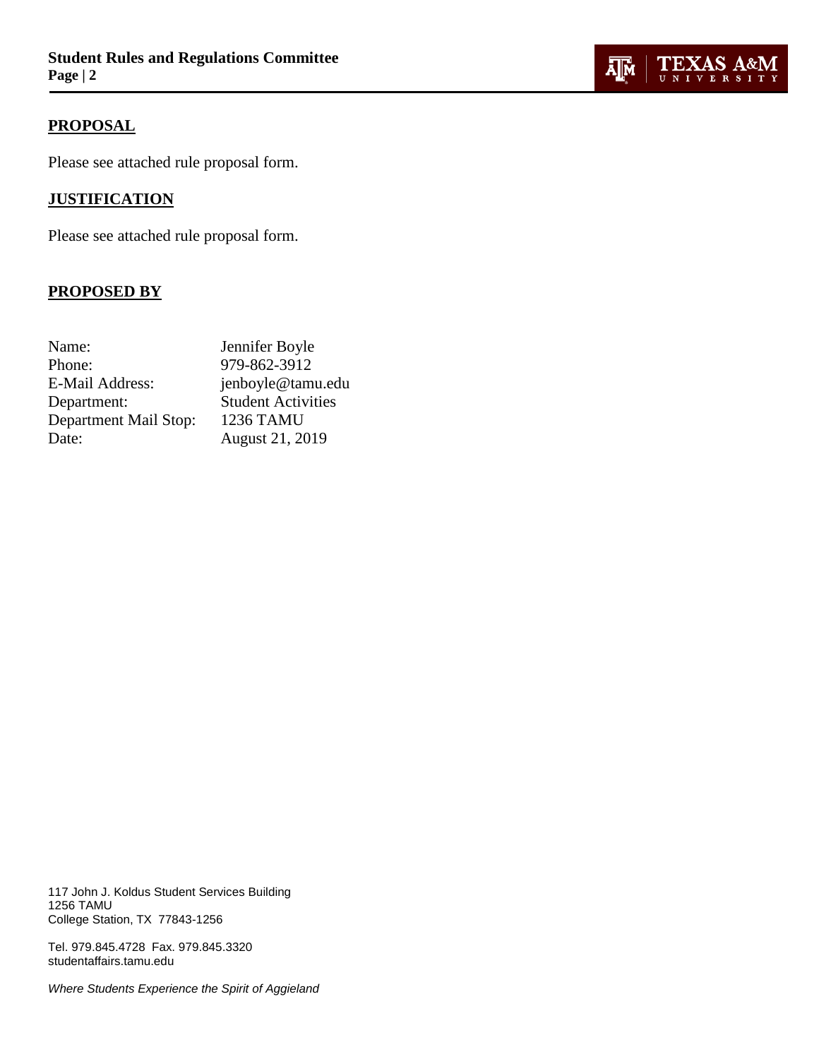## PROPOSAL

Please see attached rule proposal form.

## JUSTIFICATION

Please see attached rule proposal form.

## PROPOSED BY

| | |
|---|---|
| Name: | Jennifer Boyle |
| Phone: | 979-862-3912 |
| E-Mail Address: | jenboyle@tamu.edu |
| Department: | Student Activities |
| Department Mail Stop: | 1236 TAMU |
| Date: | August 21, 2019 |

117 John J. Koldus Student Services Building
1256 TAMU
College Station, TX 77843-1256

Tel. 979.845.4728 Fax. 979.845.3320
studentaffairs.tamu.edu

*Where Students Experience the Spirit of Aggieland*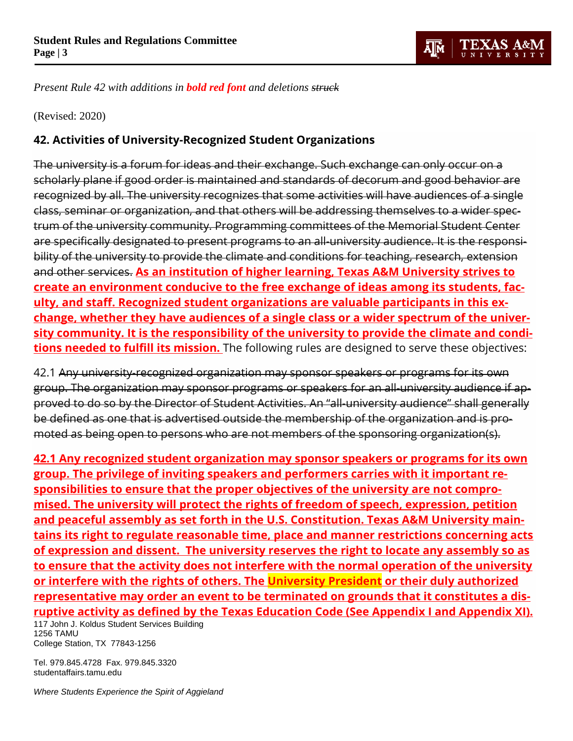*Present Rule 42 with additions in **bold red font** and deletions ~~struck~~*

(Revised: 2020)

## 42. Activities of University-Recognized Student Organizations

~~The university is a forum for ideas and their exchange. Such exchange can only occur on a scholarly plane if good order is maintained and standards of decorum and good behavior are recognized by all. The university recognizes that some activities will have audiences of a single class, seminar or organization, and that others will be addressing themselves to a wider spectrum of the university community. Programming committees of the Memorial Student Center are specifically designated to present programs to an all-university audience. It is the responsibility of the university to provide the climate and conditions for teaching, research, extension and other services.~~ **As an institution of higher learning, Texas A&M University strives to create an environment conducive to the free exchange of ideas among its students, faculty, and staff. Recognized student organizations are valuable participants in this exchange, whether they have audiences of a single class or a wider spectrum of the university community. It is the responsibility of the university to provide the climate and conditions needed to fulfill its mission.** The following rules are designed to serve these objectives:

42.1 ~~Any university-recognized organization may sponsor speakers or programs for its own group. The organization may sponsor programs or speakers for an all-university audience if approved to do so by the Director of Student Activities. An "all-university audience" shall generally be defined as one that is advertised outside the membership of the organization and is promoted as being open to persons who are not members of the sponsoring organization(s).~~

**42.1 Any recognized student organization may sponsor speakers or programs for its own group. The privilege of inviting speakers and performers carries with it important responsibilities to ensure that the proper objectives of the university are not compromised. The university will protect the rights of freedom of speech, expression, petition and peaceful assembly as set forth in the U.S. Constitution. Texas A&M University maintains its right to regulate reasonable time, place and manner restrictions concerning acts of expression and dissent. The university reserves the right to locate any assembly so as to ensure that the activity does not interfere with the normal operation of the university or interfere with the rights of others. The University President or their duly authorized representative may order an event to be terminated on grounds that it constitutes a disruptive activity as defined by the Texas Education Code (See Appendix I and Appendix XI).**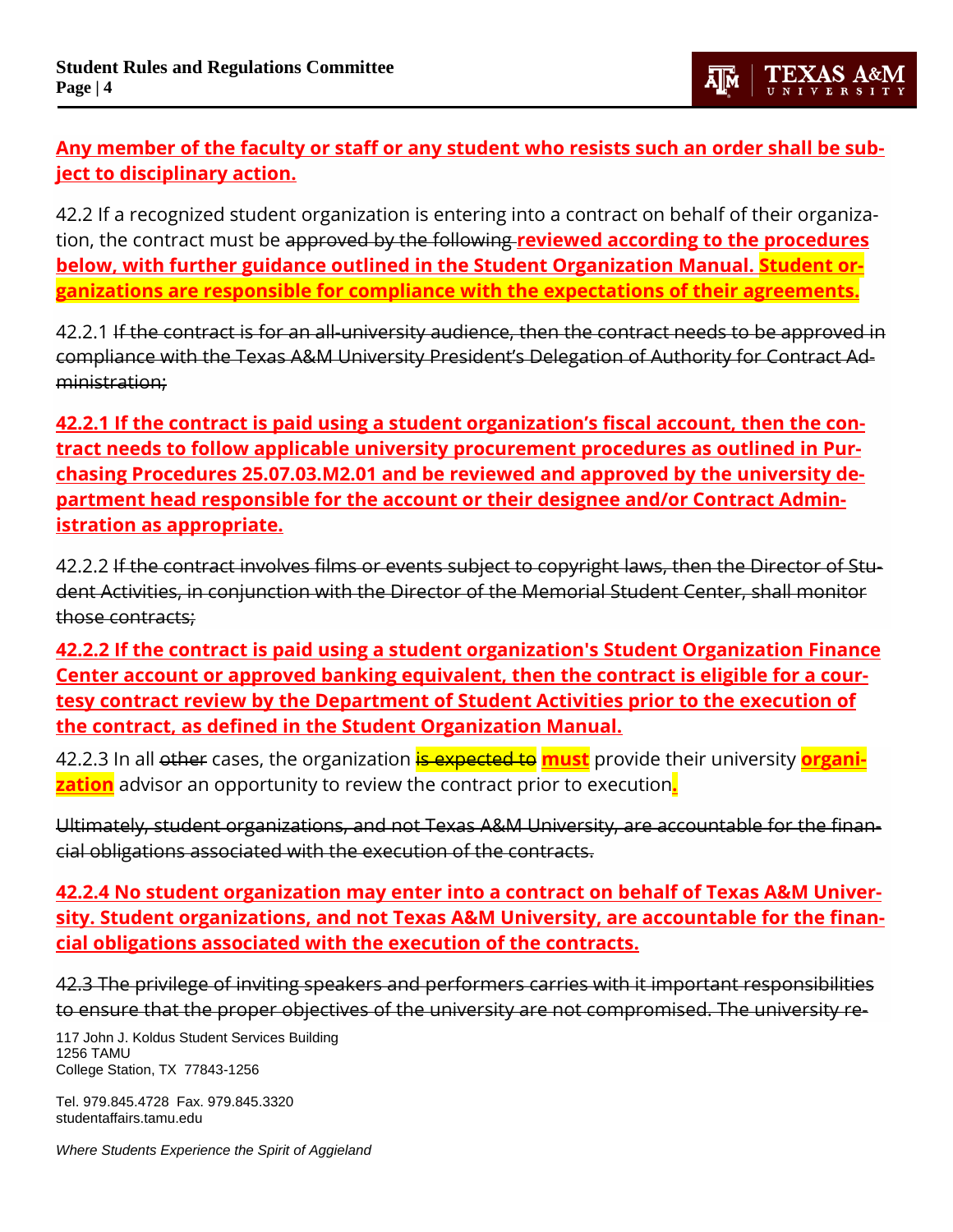**Any member of the faculty or staff or any student who resists such an order shall be subject to disciplinary action.**

42.2 If a recognized student organization is entering into a contract on behalf of their organization, the contract must be ~~approved by the following~~ **reviewed according to the procedures below, with further guidance outlined in the Student Organization Manual. Student organizations are responsible for compliance with the expectations of their agreements.**

42.2.1 ~~If the contract is for an all-university audience, then the contract needs to be approved in compliance with the Texas A&M University President's Delegation of Authority for Contract Administration;~~

**42.2.1 If the contract is paid using a student organization's fiscal account, then the contract needs to follow applicable university procurement procedures as outlined in Purchasing Procedures 25.07.03.M2.01 and be reviewed and approved by the university department head responsible for the account or their designee and/or Contract Administration as appropriate.**

42.2.2 ~~If the contract involves films or events subject to copyright laws, then the Director of Student Activities, in conjunction with the Director of the Memorial Student Center, shall monitor those contracts;~~

**42.2.2 If the contract is paid using a student organization's Student Organization Finance Center account or approved banking equivalent, then the contract is eligible for a courtesy contract review by the Department of Student Activities prior to the execution of the contract, as defined in the Student Organization Manual.**

42.2.3 In all ~~other~~ cases, the organization ~~is expected to~~ **must** provide their university **organization** advisor an opportunity to review the contract prior to execution**.**

~~Ultimately, student organizations, and not Texas A&M University, are accountable for the financial obligations associated with the execution of the contracts.~~

**42.2.4 No student organization may enter into a contract on behalf of Texas A&M University. Student organizations, and not Texas A&M University, are accountable for the financial obligations associated with the execution of the contracts.**

~~42.3 The privilege of inviting speakers and performers carries with it important responsibilities to ensure that the proper objectives of the university are not compromised. The university re-~~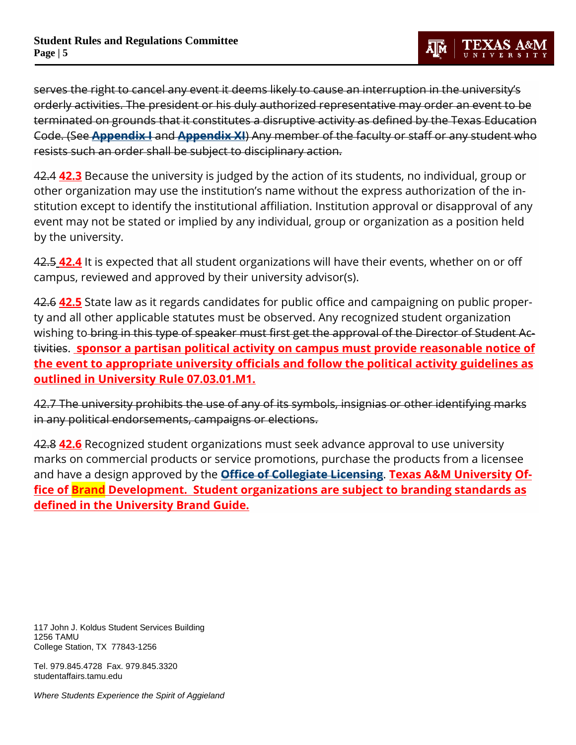~~serves the right to cancel any event it deems likely to cause an interruption in the university's orderly activities. The president or his duly authorized representative may order an event to be terminated on grounds that it constitutes a disruptive activity as defined by the Texas Education Code. (See **Appendix I** and **Appendix XI**) Any member of the faculty or staff or any student who resists such an order shall be subject to disciplinary action.~~

~~42.4~~ **42.3** Because the university is judged by the action of its students, no individual, group or other organization may use the institution's name without the express authorization of the institution except to identify the institutional affiliation. Institution approval or disapproval of any event may not be stated or implied by any individual, group or organization as a position held by the university.

~~42.5~~ **42.4** It is expected that all student organizations will have their events, whether on or off campus, reviewed and approved by their university advisor(s).

~~42.6~~ **42.5** State law as it regards candidates for public office and campaigning on public property and all other applicable statutes must be observed. Any recognized student organization wishing to ~~bring in this type of speaker must first get the approval of the Director of Student Activities~~. **sponsor a partisan political activity on campus must provide reasonable notice of the event to appropriate university officials and follow the political activity guidelines as outlined in University Rule 07.03.01.M1.**

~~42.7 The university prohibits the use of any of its symbols, insignias or other identifying marks in any political endorsements, campaigns or elections.~~

~~42.8~~ **42.6** Recognized student organizations must seek advance approval to use university marks on commercial products or service promotions, purchase the products from a licensee and have a design approved by the ~~**Office of Collegiate Licensing**~~. **Texas A&M University Office of Brand Development. Student organizations are subject to branding standards as defined in the University Brand Guide.**